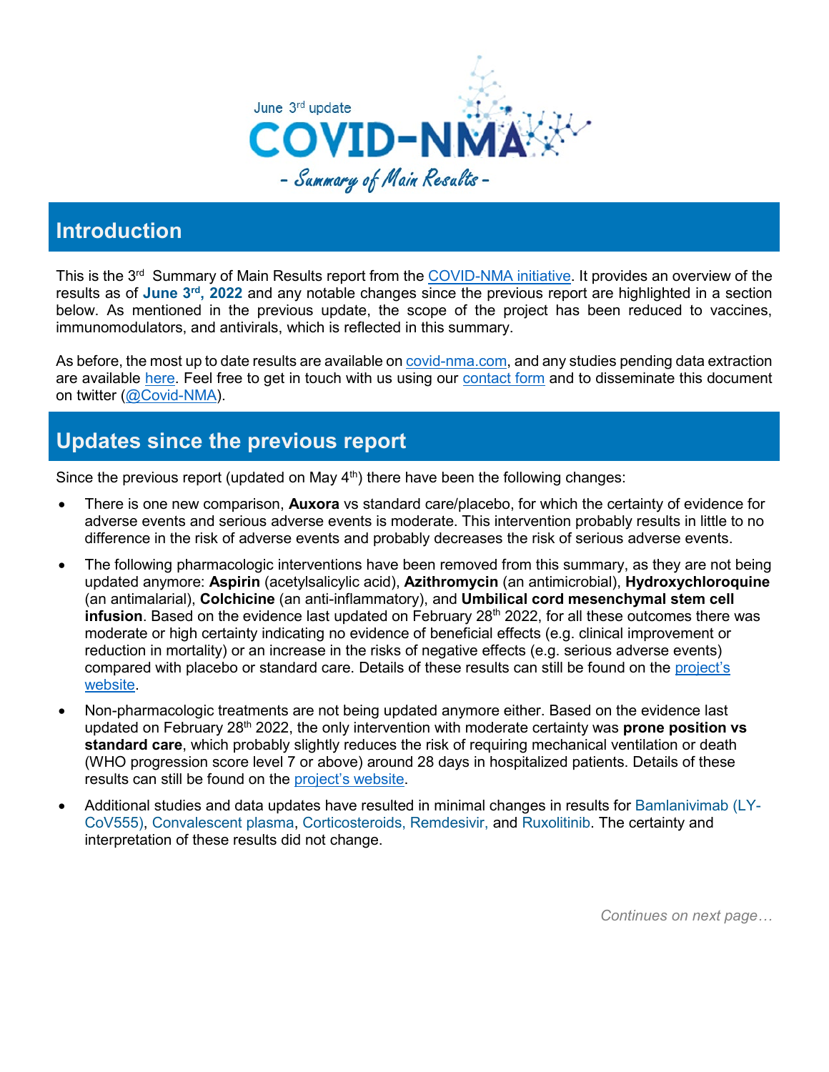June 3rd update

# COVID-NMA

*- Summary of Main Results -*

## Introduction

This is the 3rd Summary of Main Results report from the COVID-NMA initiative. It provides an overview of the results as of **June 3rd, 2022** and any notable changes since the previous report are highlighted in a section below. As mentioned in the previous update, the scope of the project has been reduced to vaccines, immunomodulators, and antivirals, which is reflected in this summary.

As before, the most up to date results are available on covid-nma.com, and any studies pending data extraction are available here. Feel free to get in touch with us using our contact form and to disseminate this document on twitter (@Covid-NMA).

## Updates since the previous report

Since the previous report (updated on May 4th) there have been the following changes:

- There is one new comparison, **Auxora** vs standard care/placebo, for which the certainty of evidence for adverse events and serious adverse events is moderate. This intervention probably results in little to no difference in the risk of adverse events and probably decreases the risk of serious adverse events.
- The following pharmacologic interventions have been removed from this summary, as they are not being updated anymore: **Aspirin** (acetylsalicylic acid), **Azithromycin** (an antimicrobial), **Hydroxychloroquine** (an antimalarial), **Colchicine** (an anti-inflammatory), and **Umbilical cord mesenchymal stem cell infusion**. Based on the evidence last updated on February 28th 2022, for all these outcomes there was moderate or high certainty indicating no evidence of beneficial effects (e.g. clinical improvement or reduction in mortality) or an increase in the risks of negative effects (e.g. serious adverse events) compared with placebo or standard care. Details of these results can still be found on the project's website.
- Non-pharmacologic treatments are not being updated anymore either. Based on the evidence last updated on February 28th 2022, the only intervention with moderate certainty was **prone position vs standard care**, which probably slightly reduces the risk of requiring mechanical ventilation or death (WHO progression score level 7 or above) around 28 days in hospitalized patients. Details of these results can still be found on the project's website.
- Additional studies and data updates have resulted in minimal changes in results for Bamlanivimab (LY-CoV555), Convalescent plasma, Corticosteroids, Remdesivir, and Ruxolitinib. The certainty and interpretation of these results did not change.

*Continues on next page…*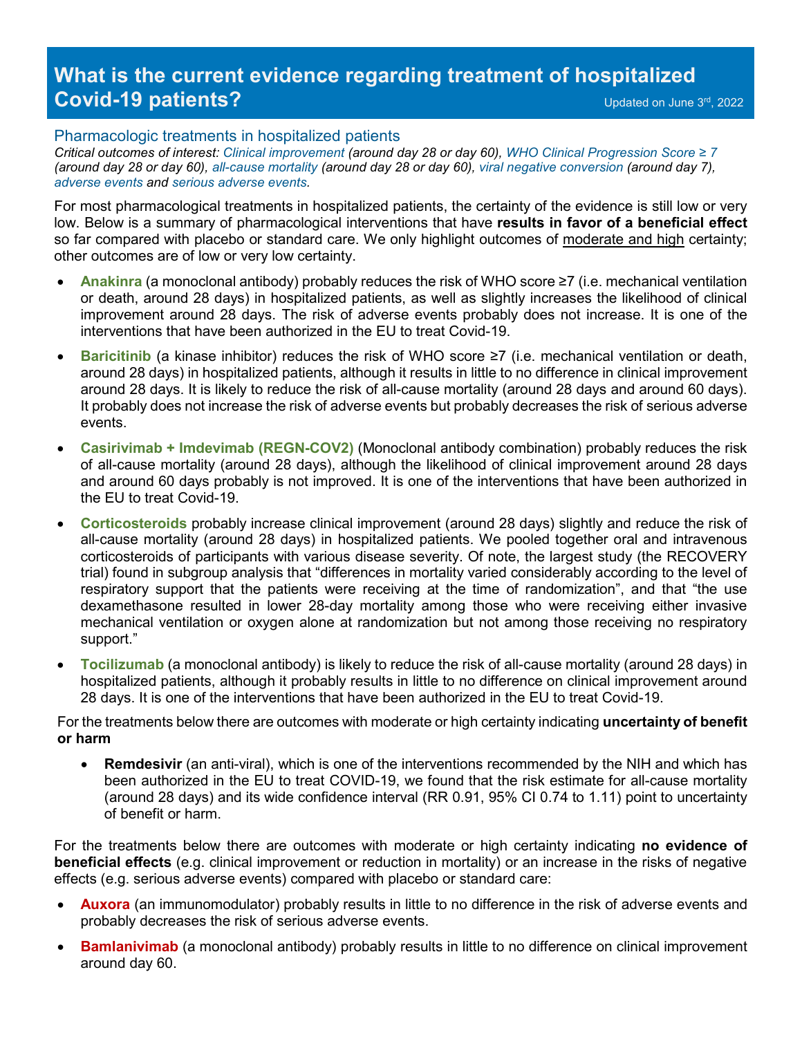# What is the current evidence regarding treatment of hospitalized Covid-19 patients?

Updated on June 3rd, 2022

## Pharmacologic treatments in hospitalized patients

*Critical outcomes of interest: Clinical improvement (around day 28 or day 60), WHO Clinical Progression Score ≥ 7 (around day 28 or day 60), all-cause mortality (around day 28 or day 60), viral negative conversion (around day 7), adverse events and serious adverse events.*

For most pharmacological treatments in hospitalized patients, the certainty of the evidence is still low or very low. Below is a summary of pharmacological interventions that have **results in favor of a beneficial effect** so far compared with placebo or standard care. We only highlight outcomes of moderate and high certainty; other outcomes are of low or very low certainty.

- **Anakinra** (a monoclonal antibody) probably reduces the risk of WHO score ≥7 (i.e. mechanical ventilation or death, around 28 days) in hospitalized patients, as well as slightly increases the likelihood of clinical improvement around 28 days. The risk of adverse events probably does not increase. It is one of the interventions that have been authorized in the EU to treat Covid-19.
- **Baricitinib** (a kinase inhibitor) reduces the risk of WHO score ≥7 (i.e. mechanical ventilation or death, around 28 days) in hospitalized patients, although it results in little to no difference in clinical improvement around 28 days. It is likely to reduce the risk of all-cause mortality (around 28 days and around 60 days). It probably does not increase the risk of adverse events but probably decreases the risk of serious adverse events.
- **Casirivimab + Imdevimab (REGN-COV2)** (Monoclonal antibody combination) probably reduces the risk of all-cause mortality (around 28 days), although the likelihood of clinical improvement around 28 days and around 60 days probably is not improved. It is one of the interventions that have been authorized in the EU to treat Covid-19.
- **Corticosteroids** probably increase clinical improvement (around 28 days) slightly and reduce the risk of all-cause mortality (around 28 days) in hospitalized patients. We pooled together oral and intravenous corticosteroids of participants with various disease severity. Of note, the largest study (the RECOVERY trial) found in subgroup analysis that "differences in mortality varied considerably according to the level of respiratory support that the patients were receiving at the time of randomization", and that "the use dexamethasone resulted in lower 28-day mortality among those who were receiving either invasive mechanical ventilation or oxygen alone at randomization but not among those receiving no respiratory support."
- **Tocilizumab** (a monoclonal antibody) is likely to reduce the risk of all-cause mortality (around 28 days) in hospitalized patients, although it probably results in little to no difference on clinical improvement around 28 days. It is one of the interventions that have been authorized in the EU to treat Covid-19.

For the treatments below there are outcomes with moderate or high certainty indicating **uncertainty of benefit or harm**

- **Remdesivir** (an anti-viral), which is one of the interventions recommended by the NIH and which has been authorized in the EU to treat COVID-19, we found that the risk estimate for all-cause mortality (around 28 days) and its wide confidence interval (RR 0.91, 95% CI 0.74 to 1.11) point to uncertainty of benefit or harm.

For the treatments below there are outcomes with moderate or high certainty indicating **no evidence of beneficial effects** (e.g. clinical improvement or reduction in mortality) or an increase in the risks of negative effects (e.g. serious adverse events) compared with placebo or standard care:

- **Auxora** (an immunomodulator) probably results in little to no difference in the risk of adverse events and probably decreases the risk of serious adverse events.
- **Bamlanivimab** (a monoclonal antibody) probably results in little to no difference on clinical improvement around day 60.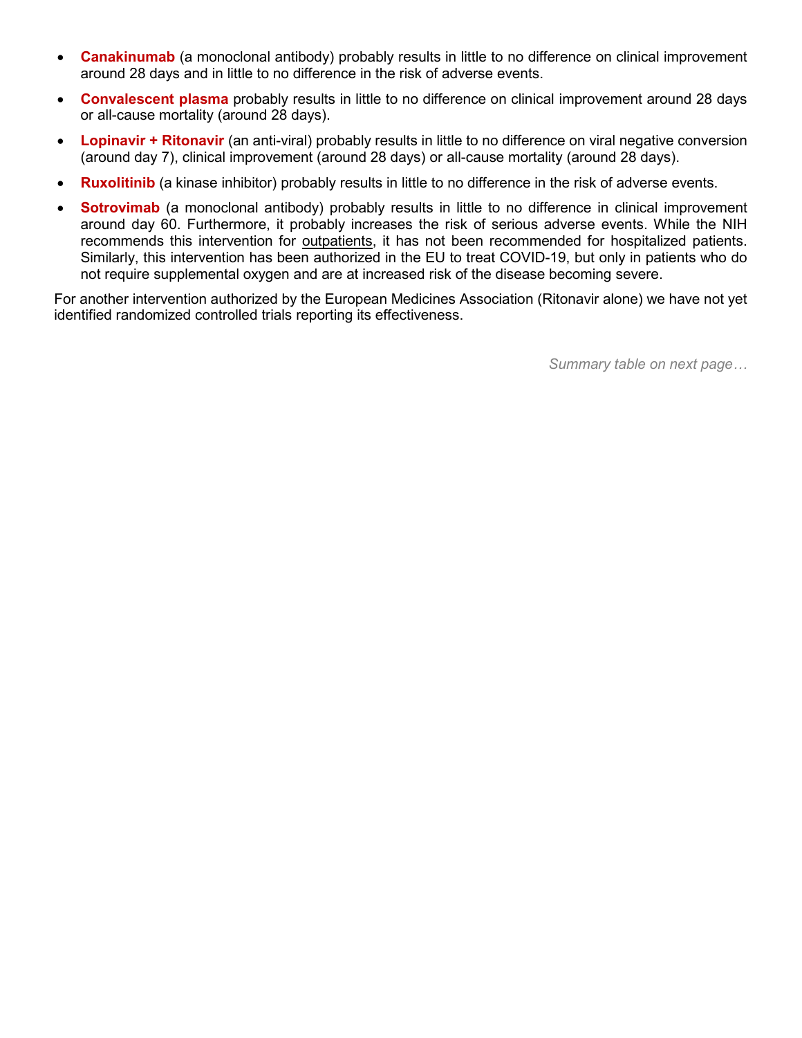- **Canakinumab** (a monoclonal antibody) probably results in little to no difference on clinical improvement around 28 days and in little to no difference in the risk of adverse events.
- **Convalescent plasma** probably results in little to no difference on clinical improvement around 28 days or all-cause mortality (around 28 days).
- **Lopinavir + Ritonavir** (an anti-viral) probably results in little to no difference on viral negative conversion (around day 7), clinical improvement (around 28 days) or all-cause mortality (around 28 days).
- **Ruxolitinib** (a kinase inhibitor) probably results in little to no difference in the risk of adverse events.
- **Sotrovimab** (a monoclonal antibody) probably results in little to no difference in clinical improvement around day 60. Furthermore, it probably increases the risk of serious adverse events. While the NIH recommends this intervention for outpatients, it has not been recommended for hospitalized patients. Similarly, this intervention has been authorized in the EU to treat COVID-19, but only in patients who do not require supplemental oxygen and are at increased risk of the disease becoming severe.

For another intervention authorized by the European Medicines Association (Ritonavir alone) we have not yet identified randomized controlled trials reporting its effectiveness.

*Summary table on next page…*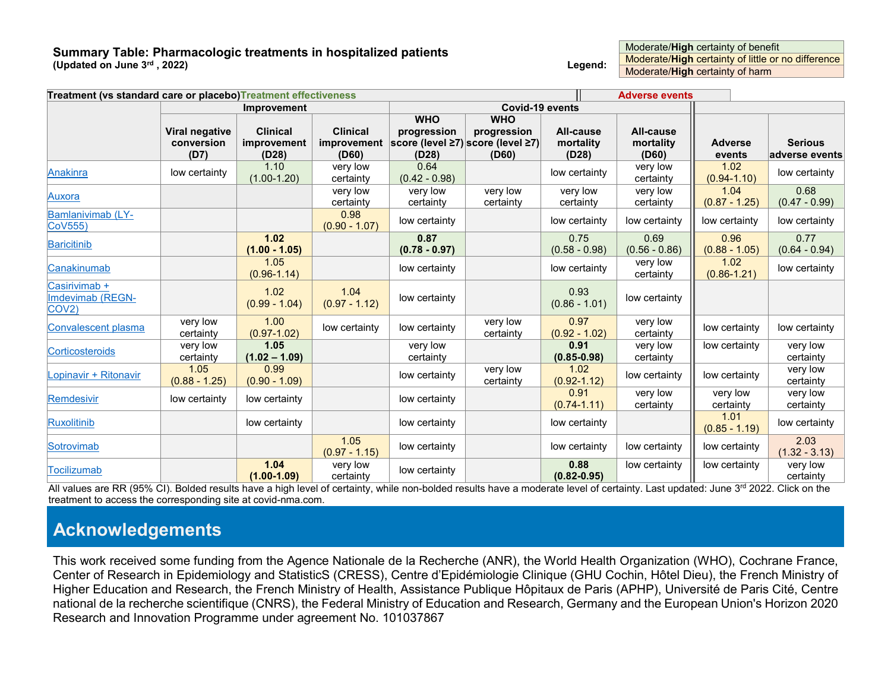**Summary Table: Pharmacologic treatments in hospitalized patients**
**(Updated on June 3rd , 2022)**

**Legend:**
- Moderate/**High** certainty of benefit
- Moderate/**High** certainty of little or no difference
- Moderate/**High** certainty of harm

| Treatment (vs standard care or placebo) | Treatment effectiveness | | | | | | | Adverse events | |
|---|---|---|---|---|---|---|---|---|---|
| | Improvement | | | Covid-19 events | | | | | |
| | Viral negative conversion (D7) | Clinical improvement (D28) | Clinical improvement (D60) | WHO progression score (level ≥7) (D28) | WHO progression score (level ≥7) (D60) | All-cause mortality (D28) | All-cause mortality (D60) | Adverse events | Serious adverse events |
| Anakinra | low certainty | 1.10 (1.00-1.20) | very low certainty | 0.64 (0.42 - 0.98) | | low certainty | very low certainty | 1.02 (0.94-1.10) | low certainty |
| Auxora | | | very low certainty | very low certainty | very low certainty | very low certainty | very low certainty | 1.04 (0.87 - 1.25) | 0.68 (0.47 - 0.99) |
| Bamlanivimab (LY-CoV555) | | | 0.98 (0.90 - 1.07) | low certainty | | low certainty | low certainty | low certainty | low certainty |
| Baricitinib | | **1.02 (1.00 - 1.05)** | | **0.87 (0.78 - 0.97)** | | 0.75 (0.58 - 0.98) | 0.69 (0.56 - 0.86) | 0.96 (0.88 - 1.05) | 0.77 (0.64 - 0.94) |
| Canakinumab | | 1.05 (0.96-1.14) | | low certainty | | low certainty | very low certainty | 1.02 (0.86-1.21) | low certainty |
| Casirivimab + Imdevimab (REGN-COV2) | | 1.02 (0.99 - 1.04) | 1.04 (0.97 - 1.12) | low certainty | | 0.93 (0.86 - 1.01) | low certainty | | |
| Convalescent plasma | very low certainty | 1.00 (0.97-1.02) | low certainty | low certainty | very low certainty | 0.97 (0.92 - 1.02) | very low certainty | low certainty | low certainty |
| Corticosteroids | very low certainty | **1.05 (1.02 – 1.09)** | | very low certainty | | **0.91 (0.85-0.98)** | very low certainty | low certainty | very low certainty |
| Lopinavir + Ritonavir | 1.05 (0.88 - 1.25) | 0.99 (0.90 - 1.09) | | low certainty | very low certainty | 1.02 (0.92-1.12) | low certainty | low certainty | very low certainty |
| Remdesivir | low certainty | low certainty | | low certainty | | 0.91 (0.74-1.11) | very low certainty | very low certainty | very low certainty |
| Ruxolitinib | | low certainty | | low certainty | | low certainty | | 1.01 (0.85 - 1.19) | low certainty |
| Sotrovimab | | | 1.05 (0.97 - 1.15) | low certainty | | low certainty | low certainty | low certainty | 2.03 (1.32 - 3.13) |
| Tocilizumab | | **1.04 (1.00-1.09)** | very low certainty | low certainty | | **0.88 (0.82-0.95)** | low certainty | low certainty | very low certainty |

All values are RR (95% CI). Bolded results have a high level of certainty, while non-bolded results have a moderate level of certainty. Last updated: June 3rd 2022. Click on the treatment to access the corresponding site at covid-nma.com.

## Acknowledgements

This work received some funding from the Agence Nationale de la Recherche (ANR), the World Health Organization (WHO), Cochrane France, Center of Research in Epidemiology and StatisticS (CRESS), Centre d'Epidémiologie Clinique (GHU Cochin, Hôtel Dieu), the French Ministry of Higher Education and Research, the French Ministry of Health, Assistance Publique Hôpitaux de Paris (APHP), Université de Paris Cité, Centre national de la recherche scientifique (CNRS), the Federal Ministry of Education and Research, Germany and the European Union's Horizon 2020 Research and Innovation Programme under agreement No. 101037867